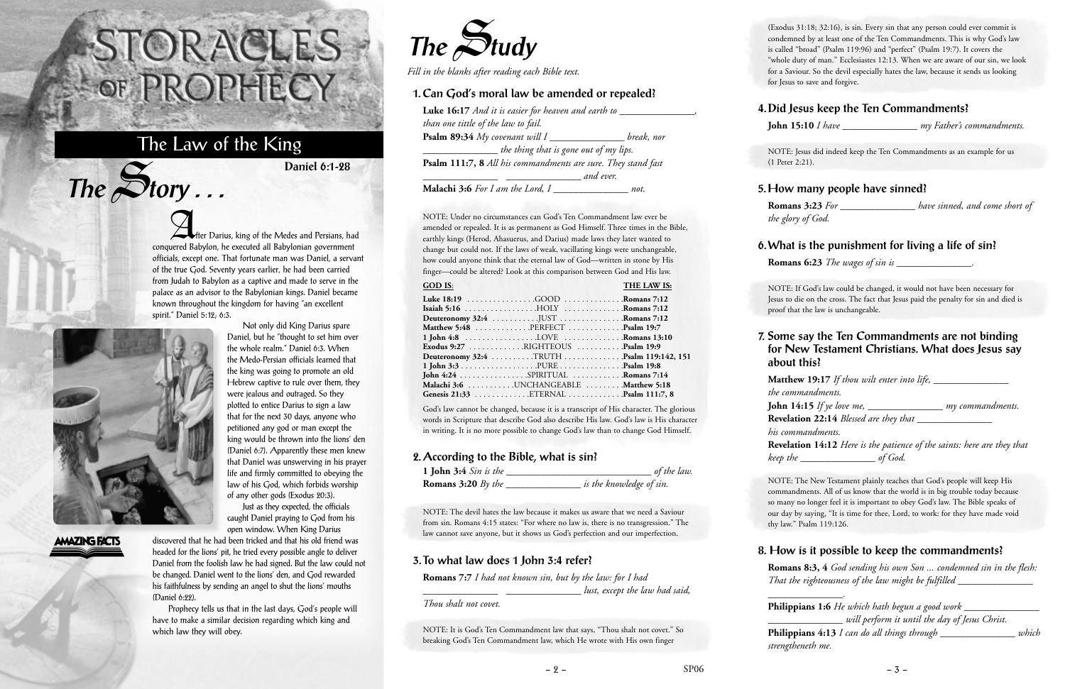# STORACLES OF PROPHECY

## The Law of the King

**Daniel 6:1-28**

## The Story . . .

After Darius, king of the Medes and Persians, had conquered Babylon, he executed all Babylonian government officials, except one. That fortunate man was Daniel, a servant of the true God. Seventy years earlier, he had been carried from Judah to Babylon as a captive and made to serve in the palace as an advisor to the Babylonian kings. Daniel became known throughout the kingdom for having "an excellent spirit." Daniel 5:12; 6:3.

Not only did King Darius spare Daniel, but he "thought to set him over the whole realm." Daniel 6:3. When the Medo-Persian officials learned that the king was going to promote an old Hebrew captive to rule over them, they were jealous and outraged. So they plotted to entice Darius to sign a law that for the next 30 days, anyone who petitioned any god or man except the king would be thrown into the lions' den (Daniel 6:7). Apparently these men knew that Daniel was unswerving in his prayer life and firmly committed to obeying the law of his God, which forbids worship of any other gods (Exodus 20:3).

Just as they expected, the officials caught Daniel praying to God from his open window. When King Darius discovered that he had been tricked and that his old friend was headed for the lions' pit, he tried every possible angle to deliver Daniel from the foolish law he had signed. But the law could not be changed. Daniel went to the lions' den, and God rewarded his faithfulness by sending an angel to shut the lions' mouths (Daniel 6:22).

Prophecy tells us that in the last days, God's people will have to make a similar decision regarding which king and which law they will obey.

AMAZING FACTS

## The Study

*Fill in the blanks after reading each Bible text.*

### 1. Can God's moral law be amended or repealed?

**Luke 16:17** *And it is easier for heaven and earth to \_\_\_\_\_\_\_\_\_\_\_\_\_\_\_, than one tittle of the law to fail.*

**Psalm 89:34** *My covenant will I \_\_\_\_\_\_\_\_\_\_\_\_\_\_\_ break, nor \_\_\_\_\_\_\_\_\_\_\_\_\_\_\_ the thing that is gone out of my lips.*

**Psalm 111:7, 8** *All his commandments are sure. They stand fast \_\_\_\_\_\_\_\_\_\_\_\_\_\_\_ \_\_\_\_\_\_\_\_\_\_\_\_\_\_\_ and ever.*

**Malachi 3:6** *For I am the Lord, I \_\_\_\_\_\_\_\_\_\_\_\_\_\_\_ not.*

NOTE: Under no circumstances can God's Ten Commandment law ever be amended or repealed. It is as permanent as God Himself. Three times in the Bible, earthly kings (Herod, Ahasuerus, and Darius) made laws they later wanted to change but could not. If the laws of weak, vacillating kings were unchangeable, how could anyone think that the eternal law of God—written in stone by His finger—could be altered? Look at this comparison between God and His law.

| GOD IS: | | THE LAW IS: |
|---|---|---|
| Luke 18:19 | GOOD | Romans 7:12 |
| Isaiah 5:16 | HOLY | Romans 7:12 |
| Deuteronomy 32:4 | JUST | Romans 7:12 |
| Matthew 5:48 | PERFECT | Psalm 19:7 |
| 1 John 4:8 | LOVE | Romans 13:10 |
| Exodus 9:27 | RIGHTEOUS | Psalm 19:9 |
| Deuteronomy 32:4 | TRUTH | Psalm 119:142, 151 |
| 1 John 3:3 | PURE | Psalm 19:8 |
| John 4:24 | SPIRITUAL | Romans 7:14 |
| Malachi 3:6 | UNCHANGEABLE | Matthew 5:18 |
| Genesis 21:33 | ETERNAL | Psalm 111:7, 8 |

God's law cannot be changed, because it is a transcript of His character. The glorious words in Scripture that describe God also describe His law. God's law is His character in writing. It is no more possible to change God's law than to change God Himself.

### 2. According to the Bible, what is sin?

**1 John 3:4** *Sin is the \_\_\_\_\_\_\_\_\_\_\_\_\_\_\_\_\_\_\_\_\_\_\_\_\_\_\_\_\_\_ of the law.*

**Romans 3:20** *By the \_\_\_\_\_\_\_\_\_\_\_\_\_\_\_ is the knowledge of sin.*

NOTE: The devil hates the law because it makes us aware that we need a Saviour from sin. Romans 4:15 states: "For where no law is, there is no transgression." The law cannot save anyone, but it shows us God's perfection and our imperfection.

### 3. To what law does 1 John 3:4 refer?

**Romans 7:7** *I had not known sin, but by the law: for I had \_\_\_\_\_\_\_\_\_\_\_\_\_\_\_ \_\_\_\_\_\_\_\_\_\_\_\_\_\_\_ lust, except the law had said, Thou shalt not covet.*

NOTE: It is God's Ten Commandment law that says, "Thou shalt not covet." So breaking God's Ten Commandment law, which He wrote with His own finger (Exodus 31:18; 32:16), is sin. Every sin that any person could ever commit is condemned by at least one of the Ten Commandments. This is why God's law is called "broad" (Psalm 119:96) and "perfect" (Psalm 19:7). It covers the "whole duty of man." Ecclesiastes 12:13. When we are aware of our sin, we look for a Saviour. So the devil especially hates the law, because it sends us looking for Jesus to save and forgive.

### 4. Did Jesus keep the Ten Commandments?

**John 15:10** *I have \_\_\_\_\_\_\_\_\_\_\_\_\_\_\_ my Father's commandments.*

NOTE: Jesus did indeed keep the Ten Commandments as an example for us (1 Peter 2:21).

### 5. How many people have sinned?

**Romans 3:23** *For \_\_\_\_\_\_\_\_\_\_\_\_\_\_\_ have sinned, and come short of the glory of God.*

### 6. What is the punishment for living a life of sin?

**Romans 6:23** *The wages of sin is \_\_\_\_\_\_\_\_\_\_\_\_\_\_\_.*

NOTE: If God's law could be changed, it would not have been necessary for Jesus to die on the cross. The fact that Jesus paid the penalty for sin and died is proof that the law is unchangeable.

### 7. Some say the Ten Commandments are not binding for New Testament Christians. What does Jesus say about this?

**Matthew 19:17** *If thou wilt enter into life, \_\_\_\_\_\_\_\_\_\_\_\_\_\_\_ the commandments.*

**John 14:15** *If ye love me, \_\_\_\_\_\_\_\_\_\_\_\_\_\_\_ my commandments.*

**Revelation 22:14** *Blessed are they that \_\_\_\_\_\_\_\_\_\_\_\_\_\_\_ his commandments.*

**Revelation 14:12** *Here is the patience of the saints: here are they that keep the \_\_\_\_\_\_\_\_\_\_\_\_\_\_\_ of God.*

NOTE: The New Testament plainly teaches that God's people will keep His commandments. All of us know that the world is in big trouble today because so many no longer feel it is important to obey God's law. The Bible speaks of our day by saying, "It is time for thee, Lord, to work: for they have made void thy law." Psalm 119:126.

### 8. How is it possible to keep the commandments?

**Romans 8:3, 4** *God sending his own Son ... condemned sin in the flesh: That the righteousness of the law might be fulfilled \_\_\_\_\_\_\_\_\_\_\_\_\_\_\_ \_\_\_\_\_\_\_\_\_\_\_\_\_\_\_.*

**Philippians 1:6** *He which hath begun a good work \_\_\_\_\_\_\_\_\_\_\_\_\_\_\_ \_\_\_\_\_\_\_\_\_\_\_\_\_\_\_ will perform it until the day of Jesus Christ.*

**Philippians 4:13** *I can do all things through \_\_\_\_\_\_\_\_\_\_\_\_\_\_\_ which strengtheneth me.*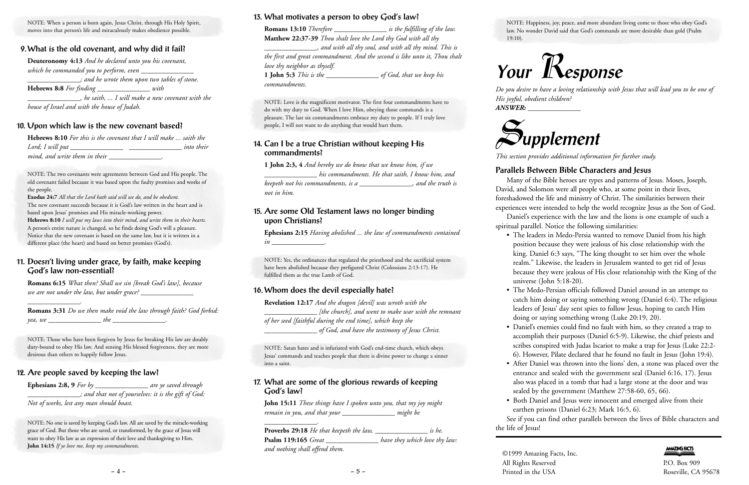NOTE: When a person is born again, Jesus Christ, through His Holy Spirit, moves into that person's life and miraculously makes obedience possible.

## 9. What is the old covenant, and why did it fail?

**Deuteronomy 4:13** *And he declared unto you his covenant, which he commanded you to perform, even _______________ _______________; and he wrote them upon two tables of stone.*

**Hebrews 8:8** *For finding _______________ with _______________, he saith, ... I will make a new covenant with the house of Israel and with the house of Judah.*

## 10. Upon which law is the new covenant based?

**Hebrews 8:10** *For this is the covenant that I will make ... saith the Lord; I will put _______________ _______________ into their mind, and write them in their _______________.*

NOTE: The two covenants were agreements between God and His people. The old covenant failed because it was based upon the faulty promises and works of the people.
**Exodus 24:7** *All that the Lord hath said will we do, and be obedient.*
The new covenant succeeds because it is God's law written in the heart and is based upon Jesus' promises and His miracle-working power.
**Hebrews 8:10** *I will put my laws into their mind, and write them in their hearts.*
A person's entire nature is changed, so he finds doing God's will a pleasure. Notice that the new covenant is based on the same law, but it is written in a different place (the heart) and based on better promises (God's).

## 11. Doesn't living under grace, by faith, make keeping God's law non-essential?

**Romans 6:15** *What then? Shall we sin [break God's law], because we are not under the law, but under grace?* _______________ _______________.

**Romans 3:31** *Do we then make void the law through faith? God forbid: yea, we _______________ the _______________.*

NOTE: Those who have been forgiven by Jesus for breaking His law are doubly duty-bound to obey His law. And sensing His blessed forgiveness, they are more desirous than others to happily follow Jesus.

## 12. Are people saved by keeping the law?

**Ephesians 2:8, 9** *For by _______________ are ye saved through _______________; and that not of yourselves: it is the gift of God: Not of works, lest any man should boast.*

NOTE: No one is saved by keeping God's law. All are saved by the miracle-working grace of God. But those who are saved, or transformed, by the grace of Jesus will want to obey His law as an expression of their love and thanksgiving to Him.
**John 14:15** *If ye love me, keep my commandments.*

## 13. What motivates a person to obey God's law?

**Romans 13:10** *Therefore _______________ is the fulfilling of the law.*

**Matthew 22:37-39** *Thou shalt love the Lord thy God with all thy _______________, and with all thy soul, and with all thy mind. This is the first and great commandment. And the second is like unto it, Thou shalt love thy neighbor as thyself.*

**1 John 5:3** *This is the _______________ of God, that we keep his commandments.*

NOTE: Love is the magnificent motivator. The first four commandments have to do with my duty to God. When I love Him, obeying those commands is a pleasure. The last six commandments embrace my duty to people. If I truly love people, I will not want to do anything that would hurt them.

## 14. Can I be a true Christian without keeping His commandments?

**1 John 2:3, 4** *And hereby we do know that we know him, if we _______________ his commandments. He that saith, I know him, and keepeth not his commandments, is a _______________, and the truth is not in him.*

## 15. Are some Old Testament laws no longer binding upon Christians?

**Ephesians 2:15** *Having abolished ... the law of commandments contained in _______________.*

NOTE: Yes, the ordinances that regulated the priesthood and the sacrificial system have been abolished because they prefigured Christ (Colossians 2:13-17). He fulfilled them as the true Lamb of God.

## 16. Whom does the devil especially hate?

**Revelation 12:17** *And the dragon [devil] was wroth with the _______________ [the church], and went to make war with the remnant of her seed [faithful during the end time], which keep the _______________ of God, and have the testimony of Jesus Christ.*

NOTE: Satan hates and is infuriated with God's end-time church, which obeys Jesus' commands and teaches people that there is divine power to change a sinner into a saint.

## 17. What are some of the glorious rewards of keeping God's law?

**John 15:11** *These things have I spoken unto you, that my joy might remain in you, and that your _______________ might be _______________.*

**Proverbs 29:18** *He that keepeth the law, _______________ is he.*

**Psalm 119:165** *Great _______________ have they which love thy law: and nothing shall offend them.*

NOTE: Happiness, joy, peace, and more abundant living come to those who obey God's law. No wonder David said that God's commands are more desirable than gold (Psalm 19:10).

# Your Response

*Do you desire to have a loving relationship with Jesus that will lead you to be one of His joyful, obedient children?*
***ANSWER:*** _______________

# Supplement

*This section provides additional information for further study.*

### Parallels Between Bible Characters and Jesus

Many of the Bible heroes are types and patterns of Jesus. Moses, Joseph, David, and Solomon were all people who, at some point in their lives, foreshadowed the life and ministry of Christ. The similarities between their experiences were intended to help the world recognize Jesus as the Son of God.

Daniel's experience with the law and the lions is one example of such a spiritual parallel. Notice the following similarities:

- The leaders in Medo-Persia wanted to remove Daniel from his high position because they were jealous of his close relationship with the king. Daniel 6:3 says, "The king thought to set him over the whole realm." Likewise, the leaders in Jerusalem wanted to get rid of Jesus because they were jealous of His close relationship with the King of the universe (John 5:18-20).
- The Medo-Persian officials followed Daniel around in an attempt to catch him doing or saying something wrong (Daniel 6:4). The religious leaders of Jesus' day sent spies to follow Jesus, hoping to catch Him doing or saying something wrong (Luke 20:19, 20).
- Daniel's enemies could find no fault with him, so they created a trap to accomplish their purposes (Daniel 6:5-9). Likewise, the chief priests and scribes conspired with Judas Iscariot to make a trap for Jesus (Luke 22:2-6). However, Pilate declared that he found no fault in Jesus (John 19:4).
- After Daniel was thrown into the lions' den, a stone was placed over the entrance and sealed with the government seal (Daniel 6:16, 17). Jesus also was placed in a tomb that had a large stone at the door and was sealed by the government (Matthew 27:58-60, 65, 66).
- Both Daniel and Jesus were innocent and emerged alive from their earthen prisons (Daniel 6:23; Mark 16:5, 6).

See if you can find other parallels between the lives of Bible characters and the life of Jesus!

©1999 Amazing Facts, Inc.
All Rights Reserved
Printed in the USA

AMAZING FACTS
P.O. Box 909
Roseville, CA 95678